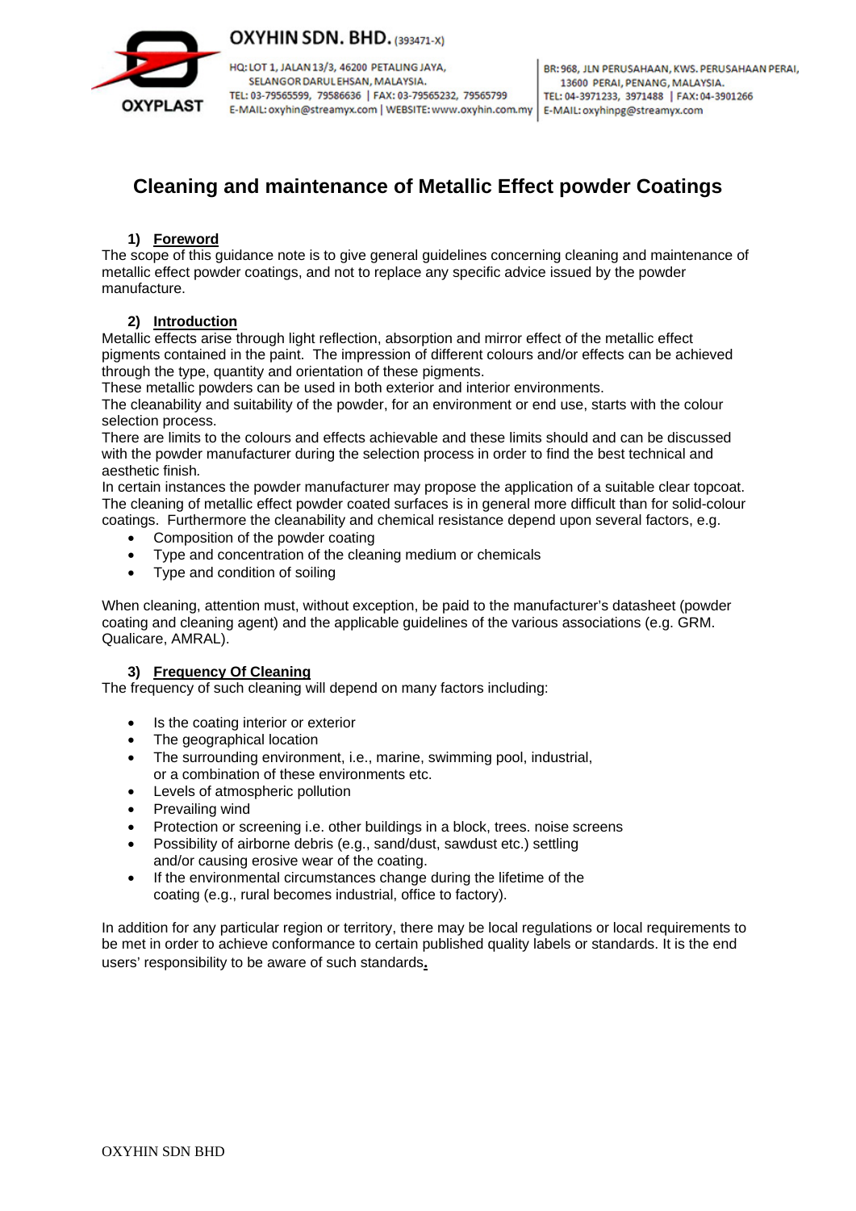# Cleaning and maintenance of Metallic Effect powder Coatings

## 1) Foreword

The scope of this guidance note is to give general guidelines concerning cleaning and maintenance of metallic effect powder coatings, and not to replace any specific advice issued by the powder manufacture.

## 2) Introduction

Metallic effects arise through light reflection, absorption and mirror effect of the metallic effect pigments contained in the paint. The impression of different colours and/or effects can be achieved through the type, quantity and orientation of these pigments.

These metallic powders can be used in both exterior and interior environments.

The cleanability and suitability of the powder, for an environment or end use, starts with the colour selection process.

There are limits to the colours and effects achievable and these limits should and can be discussed with the powder manufacturer during the selection process in order to find the best technical and aesthetic finish.

In certain instances the powder manufacturer may propose the application of a suitable clear topcoat.

The cleaning of metallic effect powder coated surfaces is in general more difficult than for solid-colour coatings. Furthermore the cleanability and chemical resistance depend upon several factors, e.g.

- Composition of the powder coating
- Type and concentration of the cleaning medium or chemicals
- Type and condition of soiling

When cleaning, attention must, without exception, be paid to the manufacturer's datasheet (powder coating and cleaning agent) and the applicable guidelines of the various associations (e.g. GRM. Qualicare, AMRAL).

## 3) Frequency Of Cleaning

The frequency of such cleaning will depend on many factors including:

- Is the coating interior or exterior
- The geographical location
- The surrounding environment, i.e., marine, swimming pool, industrial, or a combination of these environments etc.
- Levels of atmospheric pollution
- Prevailing wind
- Protection or screening i.e. other buildings in a block, trees. noise screens
- Possibility of airborne debris (e.g., sand/dust, sawdust etc.) settling and/or causing erosive wear of the coating.
- If the environmental circumstances change during the lifetime of the coating (e.g., rural becomes industrial, office to factory).

In addition for any particular region or territory, there may be local regulations or local requirements to be met in order to achieve conformance to certain published quality labels or standards. It is the end users' responsibility to be aware of such standards.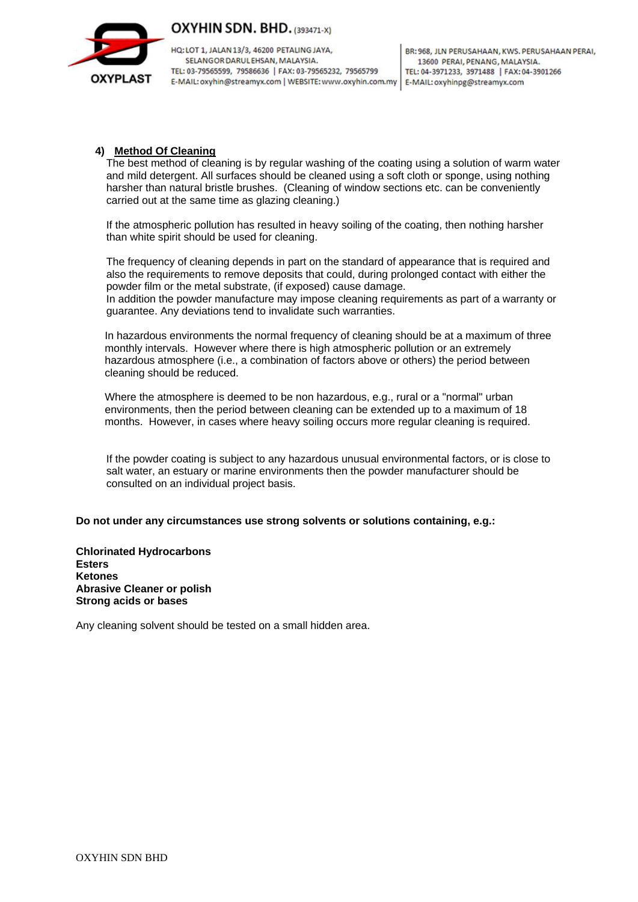## 4) Method Of Cleaning

The best method of cleaning is by regular washing of the coating using a solution of warm water and mild detergent. All surfaces should be cleaned using a soft cloth or sponge, using nothing harsher than natural bristle brushes. (Cleaning of window sections etc. can be conveniently carried out at the same time as glazing cleaning.)

If the atmospheric pollution has resulted in heavy soiling of the coating, then nothing harsher than white spirit should be used for cleaning.

The frequency of cleaning depends in part on the standard of appearance that is required and also the requirements to remove deposits that could, during prolonged contact with either the powder film or the metal substrate, (if exposed) cause damage.
In addition the powder manufacture may impose cleaning requirements as part of a warranty or guarantee. Any deviations tend to invalidate such warranties.

In hazardous environments the normal frequency of cleaning should be at a maximum of three monthly intervals. However where there is high atmospheric pollution or an extremely hazardous atmosphere (i.e., a combination of factors above or others) the period between cleaning should be reduced.

Where the atmosphere is deemed to be non hazardous, e.g., rural or a "normal" urban environments, then the period between cleaning can be extended up to a maximum of 18 months. However, in cases where heavy soiling occurs more regular cleaning is required.

If the powder coating is subject to any hazardous unusual environmental factors, or is close to salt water, an estuary or marine environments then the powder manufacturer should be consulted on an individual project basis.

**Do not under any circumstances use strong solvents or solutions containing, e.g.:**

**Chlorinated Hydrocarbons**
**Esters**
**Ketones**
**Abrasive Cleaner or polish**
**Strong acids or bases**

Any cleaning solvent should be tested on a small hidden area.